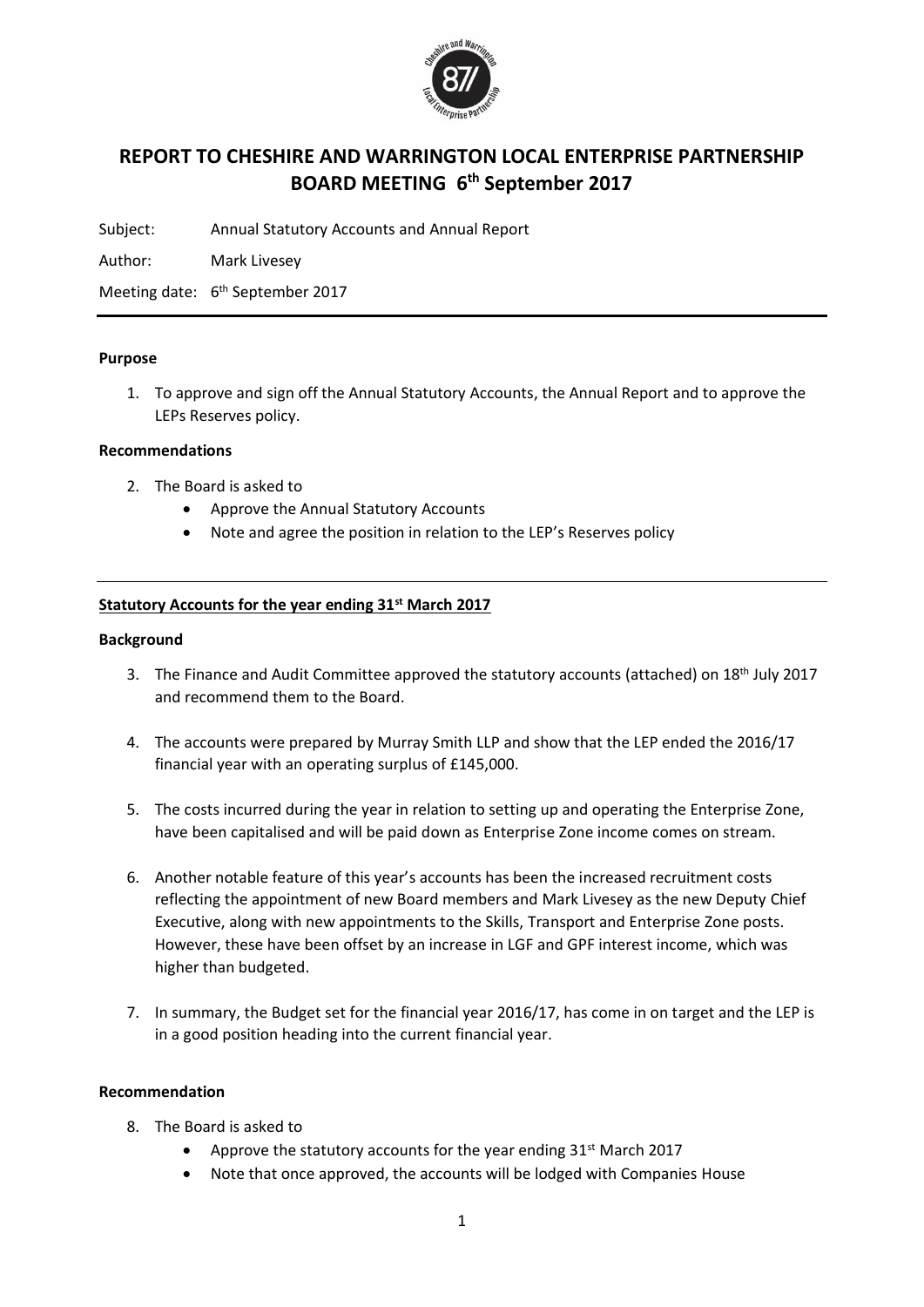# REPORT TO CHESHIRE AND WARRINGTON LOCAL ENTERPRISE PARTNERSHIP BOARD MEETING 6th September 2017

Subject: Annual Statutory Accounts and Annual Report

Author: Mark Livesey

Meeting date: 6th September 2017

---

**Purpose**

1. To approve and sign off the Annual Statutory Accounts, the Annual Report and to approve the LEPs Reserves policy.

**Recommendations**

2. The Board is asked to
   - Approve the Annual Statutory Accounts
   - Note and agree the position in relation to the LEP's Reserves policy

---

**Statutory Accounts for the year ending 31st March 2017**

**Background**

3. The Finance and Audit Committee approved the statutory accounts (attached) on 18th July 2017 and recommend them to the Board.

4. The accounts were prepared by Murray Smith LLP and show that the LEP ended the 2016/17 financial year with an operating surplus of £145,000.

5. The costs incurred during the year in relation to setting up and operating the Enterprise Zone, have been capitalised and will be paid down as Enterprise Zone income comes on stream.

6. Another notable feature of this year's accounts has been the increased recruitment costs reflecting the appointment of new Board members and Mark Livesey as the new Deputy Chief Executive, along with new appointments to the Skills, Transport and Enterprise Zone posts. However, these have been offset by an increase in LGF and GPF interest income, which was higher than budgeted.

7. In summary, the Budget set for the financial year 2016/17, has come in on target and the LEP is in a good position heading into the current financial year.

**Recommendation**

8. The Board is asked to
   - Approve the statutory accounts for the year ending 31st March 2017
   - Note that once approved, the accounts will be lodged with Companies House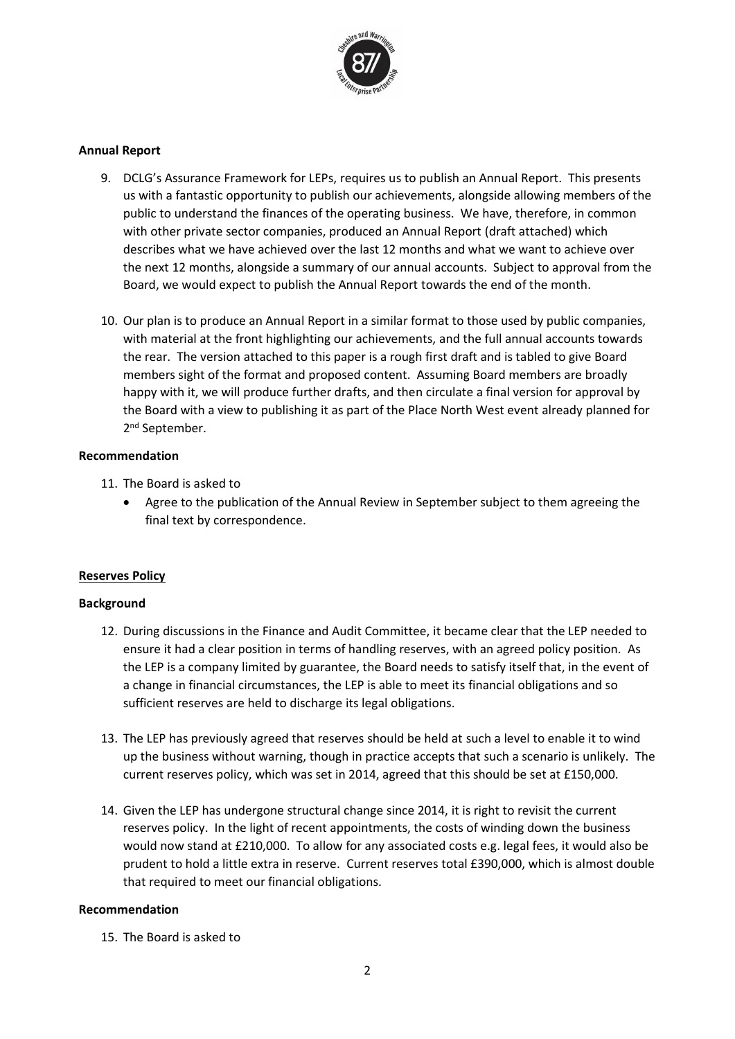**Annual Report**

9. DCLG's Assurance Framework for LEPs, requires us to publish an Annual Report. This presents us with a fantastic opportunity to publish our achievements, alongside allowing members of the public to understand the finances of the operating business. We have, therefore, in common with other private sector companies, produced an Annual Report (draft attached) which describes what we have achieved over the last 12 months and what we want to achieve over the next 12 months, alongside a summary of our annual accounts. Subject to approval from the Board, we would expect to publish the Annual Report towards the end of the month.

10. Our plan is to produce an Annual Report in a similar format to those used by public companies, with material at the front highlighting our achievements, and the full annual accounts towards the rear. The version attached to this paper is a rough first draft and is tabled to give Board members sight of the format and proposed content. Assuming Board members are broadly happy with it, we will produce further drafts, and then circulate a final version for approval by the Board with a view to publishing it as part of the Place North West event already planned for 2nd September.

**Recommendation**

11. The Board is asked to
    - Agree to the publication of the Annual Review in September subject to them agreeing the final text by correspondence.

**Reserves Policy**

**Background**

12. During discussions in the Finance and Audit Committee, it became clear that the LEP needed to ensure it had a clear position in terms of handling reserves, with an agreed policy position. As the LEP is a company limited by guarantee, the Board needs to satisfy itself that, in the event of a change in financial circumstances, the LEP is able to meet its financial obligations and so sufficient reserves are held to discharge its legal obligations.

13. The LEP has previously agreed that reserves should be held at such a level to enable it to wind up the business without warning, though in practice accepts that such a scenario is unlikely. The current reserves policy, which was set in 2014, agreed that this should be set at £150,000.

14. Given the LEP has undergone structural change since 2014, it is right to revisit the current reserves policy. In the light of recent appointments, the costs of winding down the business would now stand at £210,000. To allow for any associated costs e.g. legal fees, it would also be prudent to hold a little extra in reserve. Current reserves total £390,000, which is almost double that required to meet our financial obligations.

**Recommendation**

15. The Board is asked to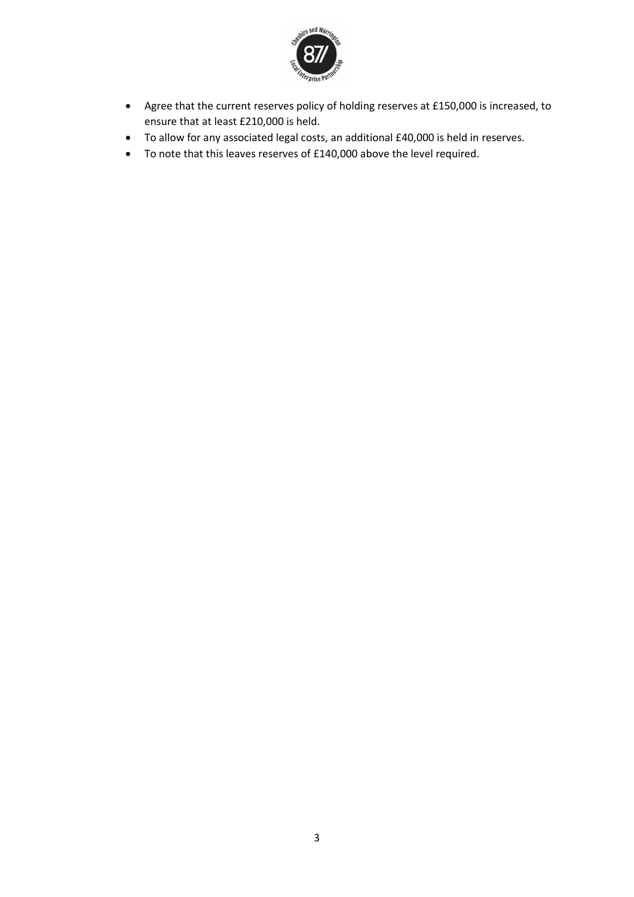- Agree that the current reserves policy of holding reserves at £150,000 is increased, to ensure that at least £210,000 is held.
- To allow for any associated legal costs, an additional £40,000 is held in reserves.
- To note that this leaves reserves of £140,000 above the level required.